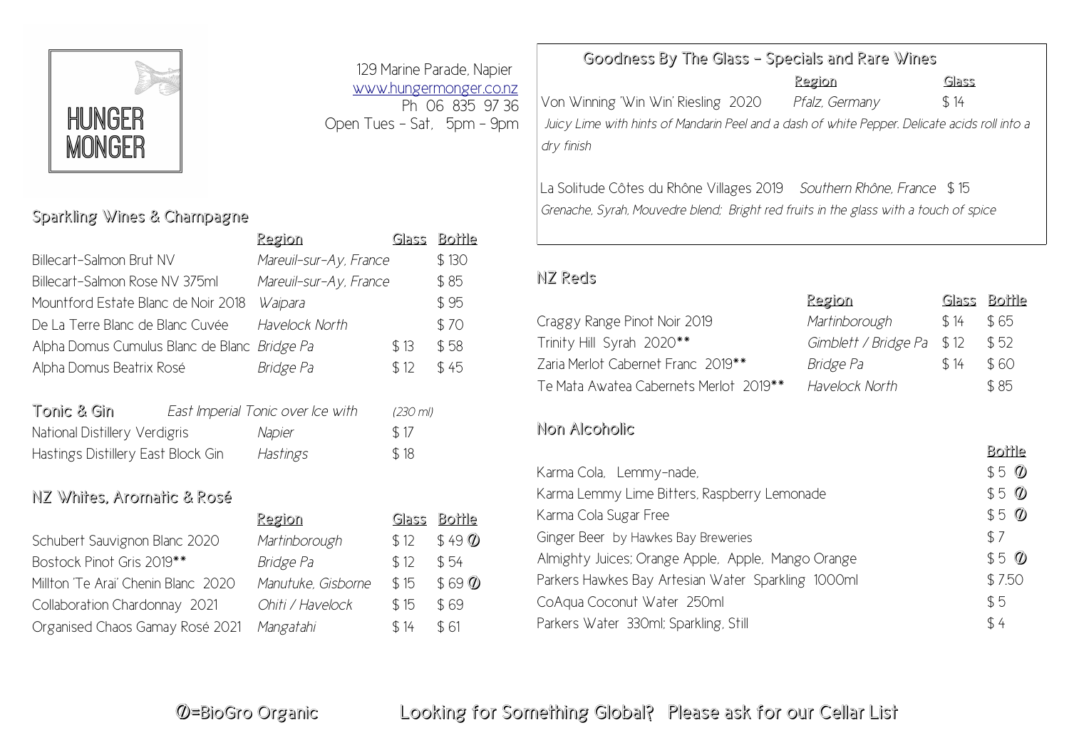# HUNGER MONGER

129 Marine Parade, Napier
www.hungermonger.co.nz
Ph 06 835 97 36
Open Tues – Sat, 5pm – 9pm

## Sparkling Wines & Champagne

| | Region | Glass | Bottle |
|---|---|---|---|
| Billecart-Salmon Brut NV | *Mareuil-sur-Ay, France* | | $ 130 |
| Billecart-Salmon Rose NV 375ml | *Mareuil-sur-Ay, France* | | $ 85 |
| Mountford Estate Blanc de Noir 2018 | *Waipara* | | $ 95 |
| De La Terre Blanc de Blanc Cuvée | *Havelock North* | | $ 70 |
| Alpha Domus Cumulus Blanc de Blanc | *Bridge Pa* | $ 13 | $ 58 |
| Alpha Domus Beatrix Rosé | *Bridge Pa* | $ 12 | $ 45 |

## Tonic & Gin

| *East Imperial Tonic over Ice with* | | *(230 ml)* |
|---|---|---|
| National Distillery Verdigris | *Napier* | $ 17 |
| Hastings Distillery East Block Gin | *Hastings* | $ 18 |

## NZ Whites, Aromatic & Rosé

| | Region | Glass | Bottle |
|---|---|---|---|
| Schubert Sauvignon Blanc 2020 | *Martinborough* | $ 12 | $ 49 Ⓞ |
| Bostock Pinot Gris 2019** | *Bridge Pa* | $ 12 | $ 54 |
| Millton 'Te Arai' Chenin Blanc 2020 | *Manutuke, Gisborne* | $ 15 | $ 69 Ⓞ |
| Collaboration Chardonnay 2021 | *Ohiti / Havelock* | $ 15 | $ 69 |
| Organised Chaos Gamay Rosé 2021 | *Mangatahi* | $ 14 | $ 61 |

## Goodness By The Glass – Specials and Rare Wines

| | Region | Glass |
|---|---|---|
| Von Winning 'Win Win' Riesling 2020 | *Pfalz, Germany* | $ 14 |

*Juicy Lime with hints of Mandarin Peel and a dash of white Pepper. Delicate acids roll into a dry finish*

La Solitude Côtes du Rhône Villages 2019 *Southern Rhône, France* $ 15

*Grenache, Syrah, Mouvedre blend; Bright red fruits in the glass with a touch of spice*

## NZ Reds

| | Region | Glass | Bottle |
|---|---|---|---|
| Craggy Range Pinot Noir 2019 | *Martinborough* | $ 14 | $ 65 |
| Trinity Hill Syrah 2020** | *Gimblett / Bridge Pa* | $ 12 | $ 52 |
| Zaria Merlot Cabernet Franc 2019** | *Bridge Pa* | $ 14 | $ 60 |
| Te Mata Awatea Cabernets Merlot 2019** | *Havelock North* | | $ 85 |

## Non Alcoholic

| | Bottle |
|---|---|
| Karma Cola, Lemmy-nade, | $ 5 Ⓞ |
| Karma Lemmy Lime Bitters, Raspberry Lemonade | $ 5 Ⓞ |
| Karma Cola Sugar Free | $ 5 Ⓞ |
| Ginger Beer by Hawkes Bay Breweries | $ 7 |
| Almighty Juices; Orange Apple, Apple, Mango Orange | $ 5 Ⓞ |
| Parkers Hawkes Bay Artesian Water Sparkling 1000ml | $ 7.50 |
| CoAqua Coconut Water 250ml | $ 5 |
| Parkers Water 330ml; Sparkling, Still | $ 4 |

Ⓞ=BioGro Organic

Looking for Something Global? Please ask for our Cellar List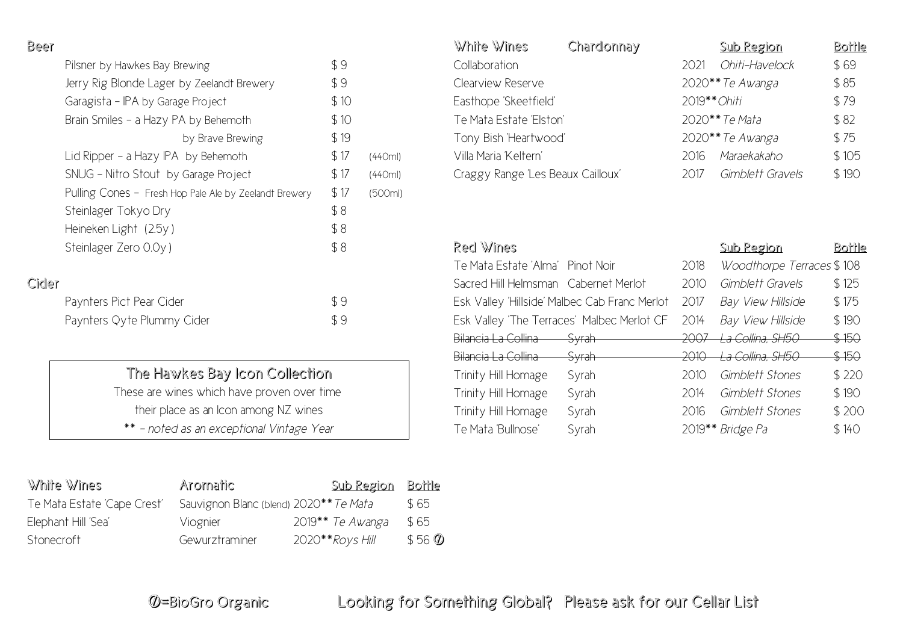## Beer

| | | |
|---|---|---|
| Pilsner by Hawkes Bay Brewing | $ 9 | |
| Jerry Rig Blonde Lager by Zeelandt Brewery | $ 9 | |
| Garagista – IPA by Garage Project | $ 10 | |
| Brain Smiles – a Hazy PA by Behemoth | $ 10 | |
| by Brave Brewing | $ 19 | |
| Lid Ripper – a Hazy IPA by Behemoth | $ 17 | (440ml) |
| SNUG – Nitro Stout by Garage Project | $ 17 | (440ml) |
| Pulling Cones – Fresh Hop Pale Ale by Zeelandt Brewery | $ 17 | (500ml) |
| Steinlager Tokyo Dry | $ 8 | |
| Heineken Light (2.5y) | $ 8 | |
| Steinlager Zero 0.0y) | $ 8 | |

## Cider

| | |
|---|---|
| Paynters Pict Pear Cider | $ 9 |
| Paynters Qyte Plummy Cider | $ 9 |

### The Hawkes Bay Icon Collection

These are wines which have proven over time
their place as an Icon among NZ wines
** – *noted as an exceptional Vintage Year*

## White Wines – Aromatic

| White Wines | Aromatic | | Sub Region | Bottle |
|---|---|---|---|---|
| Te Mata Estate 'Cape Crest' | Sauvignon Blanc (blend) | 2020** | *Te Mata* | $ 65 |
| Elephant Hill 'Sea' | Viognier | 2019** | *Te Awanga* | $ 65 |
| Stonecroft | Gewurztraminer | 2020** | *Roys Hill* | $ 56 Ⓞ |

## White Wines – Chardonnay

| White Wines Chardonnay | | Sub Region | Bottle |
|---|---|---|---|
| Collaboration | 2021 | *Ohiti-Havelock* | $ 69 |
| Clearview Reserve | 2020** | *Te Awanga* | $ 85 |
| Easthope 'Skeetfield' | 2019** | *Ohiti* | $ 79 |
| Te Mata Estate 'Elston' | 2020** | *Te Mata* | $ 82 |
| Tony Bish 'Heartwood' | 2020** | *Te Awanga* | $ 75 |
| Villa Maria 'Keltern' | 2016 | *Maraekakaho* | $ 105 |
| Craggy Range 'Les Beaux Cailloux' | 2017 | *Gimblett Gravels* | $ 190 |

## Red Wines

| Red Wines | | | Sub Region | Bottle |
|---|---|---|---|---|
| Te Mata Estate 'Alma' | Pinot Noir | 2018 | *Woodthorpe Terraces* | $ 108 |
| Sacred Hill Helmsman | Cabernet Merlot | 2010 | *Gimblett Gravels* | $ 125 |
| Esk Valley 'Hillside' | Malbec Cab Franc Merlot | 2017 | *Bay View Hillside* | $ 175 |
| Esk Valley 'The Terraces' | Malbec Merlot CF | 2014 | *Bay View Hillside* | $ 190 |
| ~~Bilancia La Collina~~ | ~~Syrah~~ | ~~2007~~ | ~~*La Collina, SH50*~~ | ~~$ 150~~ |
| ~~Bilancia La Collina~~ | ~~Syrah~~ | ~~2010~~ | ~~*La Collina, SH50*~~ | ~~$ 150~~ |
| Trinity Hill Homage | Syrah | 2010 | *Gimblett Stones* | $ 220 |
| Trinity Hill Homage | Syrah | 2014 | *Gimblett Stones* | $ 190 |
| Trinity Hill Homage | Syrah | 2016 | *Gimblett Stones* | $ 200 |
| Te Mata 'Bullnose' | Syrah | 2019** | *Bridge Pa* | $ 140 |

Ⓞ=BioGro Organic

Looking for Something Global? Please ask for our Cellar List